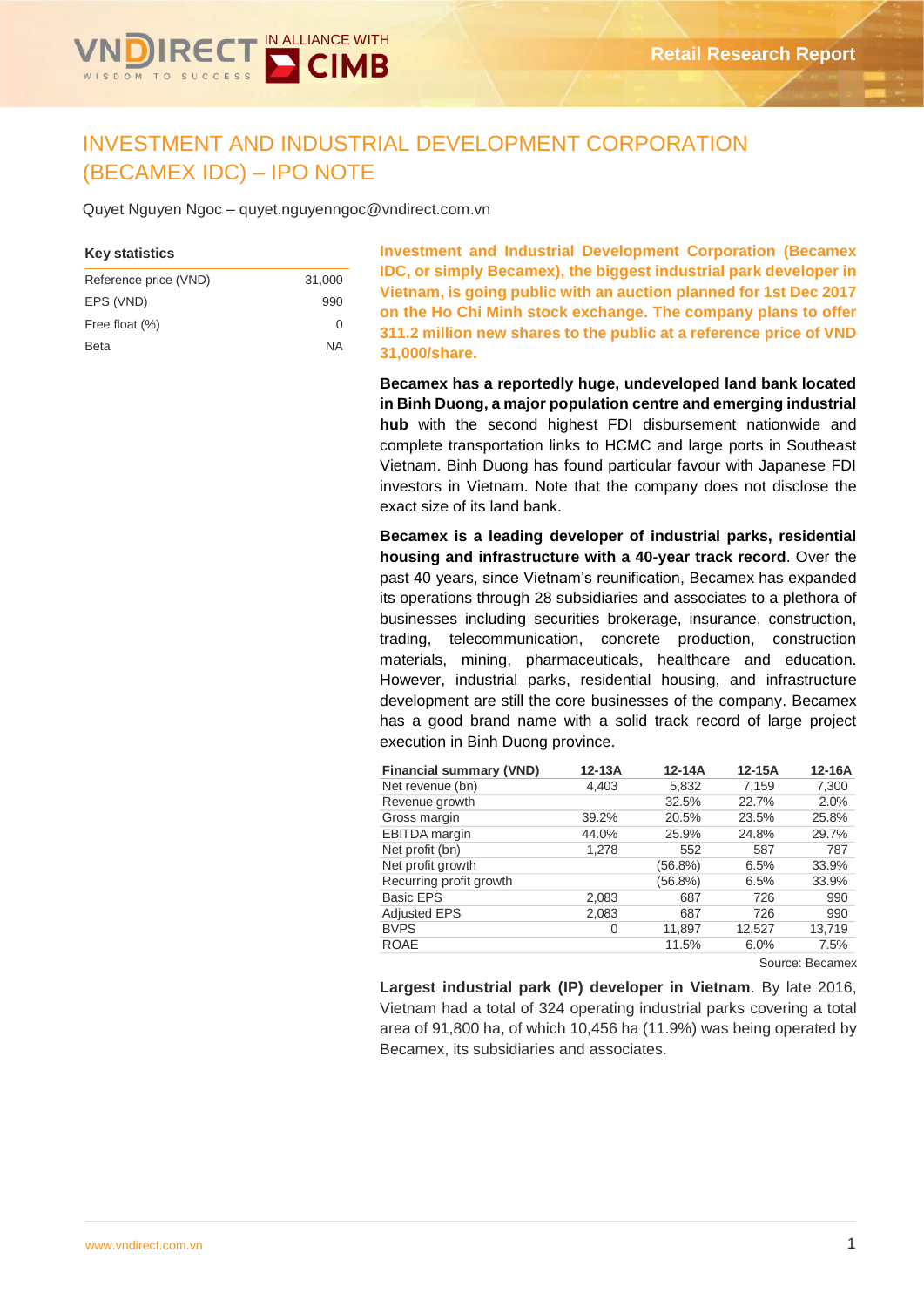# INVESTMENT AND INDUSTRIAL DEVELOPMENT CORPORATION (BECAMEX IDC) – IPO NOTE

Quyet Nguyen Ngoc – quyet.nguyenngoc@vndirect.com.vn

**Key statistics**

| | |
|---|---|
| Reference price (VND) | 31,000 |
| EPS (VND) | 990 |
| Free float (%) | 0 |
| Beta | NA |

**Investment and Industrial Development Corporation (Becamex IDC, or simply Becamex), the biggest industrial park developer in Vietnam, is going public with an auction planned for 1st Dec 2017 on the Ho Chi Minh stock exchange. The company plans to offer 311.2 million new shares to the public at a reference price of VND 31,000/share.**

**Becamex has a reportedly huge, undeveloped land bank located in Binh Duong, a major population centre and emerging industrial hub** with the second highest FDI disbursement nationwide and complete transportation links to HCMC and large ports in Southeast Vietnam. Binh Duong has found particular favour with Japanese FDI investors in Vietnam. Note that the company does not disclose the exact size of its land bank.

**Becamex is a leading developer of industrial parks, residential housing and infrastructure with a 40-year track record**. Over the past 40 years, since Vietnam's reunification, Becamex has expanded its operations through 28 subsidiaries and associates to a plethora of businesses including securities brokerage, insurance, construction, trading, telecommunication, concrete production, construction materials, mining, pharmaceuticals, healthcare and education. However, industrial parks, residential housing, and infrastructure development are still the core businesses of the company. Becamex has a good brand name with a solid track record of large project execution in Binh Duong province.

| Financial summary (VND) | 12-13A | 12-14A | 12-15A | 12-16A |
|---|---|---|---|---|
| Net revenue (bn) | 4,403 | 5,832 | 7,159 | 7,300 |
| Revenue growth | | 32.5% | 22.7% | 2.0% |
| Gross margin | 39.2% | 20.5% | 23.5% | 25.8% |
| EBITDA margin | 44.0% | 25.9% | 24.8% | 29.7% |
| Net profit (bn) | 1,278 | 552 | 587 | 787 |
| Net profit growth | | (56.8%) | 6.5% | 33.9% |
| Recurring profit growth | | (56.8%) | 6.5% | 33.9% |
| Basic EPS | 2,083 | 687 | 726 | 990 |
| Adjusted EPS | 2,083 | 687 | 726 | 990 |
| BVPS | 0 | 11,897 | 12,527 | 13,719 |
| ROAE | | 11.5% | 6.0% | 7.5% |

Source: Becamex

**Largest industrial park (IP) developer in Vietnam**. By late 2016, Vietnam had a total of 324 operating industrial parks covering a total area of 91,800 ha, of which 10,456 ha (11.9%) was being operated by Becamex, its subsidiaries and associates.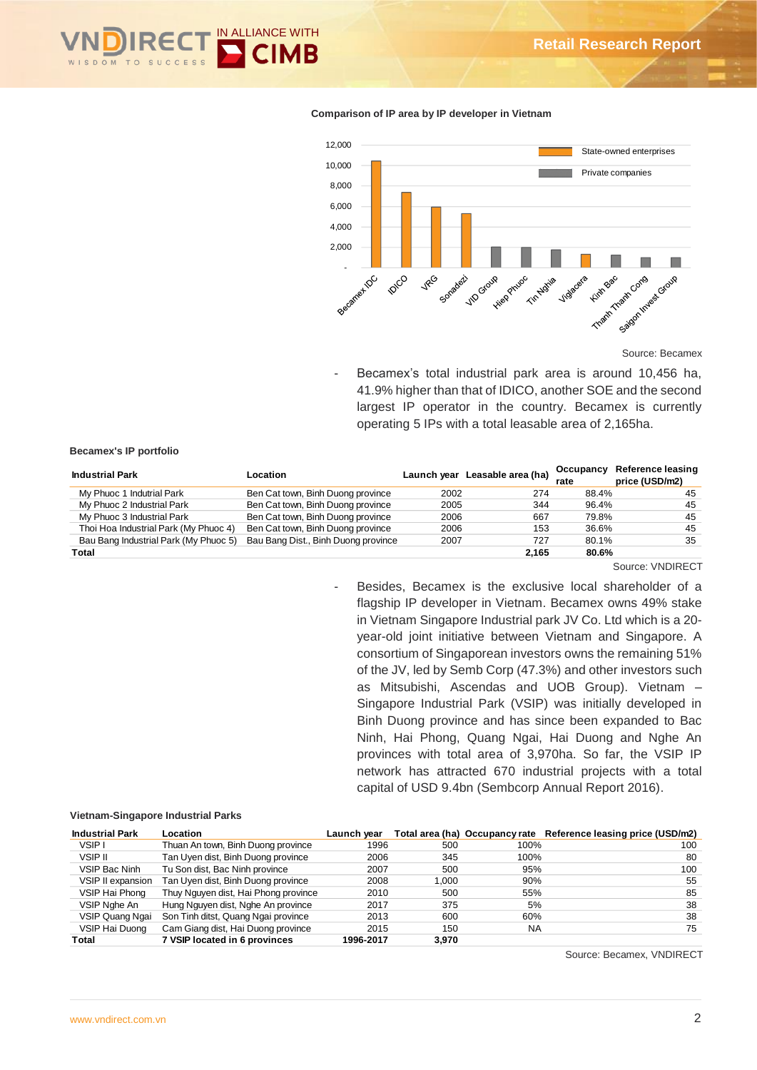**Comparison of IP area by IP developer in Vietnam**

Source: Becamex

- Becamex's total industrial park area is around 10,456 ha, 41.9% higher than that of IDICO, another SOE and the second largest IP operator in the country. Becamex is currently operating 5 IPs with a total leasable area of 2,165ha.

**Becamex's IP portfolio**

| Industrial Park | Location | Launch year | Leasable area (ha) | Occupancy rate | Reference leasing price (USD/m2) |
|---|---|---|---|---|---|
| My Phuoc 1 Indutrial Park | Ben Cat town, Binh Duong province | 2002 | 274 | 88.4% | 45 |
| My Phuoc 2 Industrial Park | Ben Cat town, Binh Duong province | 2005 | 344 | 96.4% | 45 |
| My Phuoc 3 Industrial Park | Ben Cat town, Binh Duong province | 2006 | 667 | 79.8% | 45 |
| Thoi Hoa Industrial Park (My Phuoc 4) | Ben Cat town, Binh Duong province | 2006 | 153 | 36.6% | 45 |
| Bau Bang Industrial Park (My Phuoc 5) | Bau Bang Dist., Binh Duong province | 2007 | 727 | 80.1% | 35 |
| **Total** | | | **2,165** | **80.6%** | |

Source: VNDIRECT

- Besides, Becamex is the exclusive local shareholder of a flagship IP developer in Vietnam. Becamex owns 49% stake in Vietnam Singapore Industrial park JV Co. Ltd which is a 20-year-old joint initiative between Vietnam and Singapore. A consortium of Singaporean investors owns the remaining 51% of the JV, led by Semb Corp (47.3%) and other investors such as Mitsubishi, Ascendas and UOB Group). Vietnam – Singapore Industrial Park (VSIP) was initially developed in Binh Duong province and has since been expanded to Bac Ninh, Hai Phong, Quang Ngai, Hai Duong and Nghe An provinces with total area of 3,970ha. So far, the VSIP IP network has attracted 670 industrial projects with a total capital of USD 9.4bn (Sembcorp Annual Report 2016).

**Vietnam-Singapore Industrial Parks**

| Industrial Park | Location | Launch year | Total area (ha) | Occupancy rate | Reference leasing price (USD/m2) |
|---|---|---|---|---|---|
| VSIP I | Thuan An town, Binh Duong province | 1996 | 500 | 100% | 100 |
| VSIP II | Tan Uyen dist, Binh Duong province | 2006 | 345 | 100% | 80 |
| VSIP Bac Ninh | Tu Son dist, Bac Ninh province | 2007 | 500 | 95% | 100 |
| VSIP II expansion | Tan Uyen dist, Binh Duong province | 2008 | 1,000 | 90% | 55 |
| VSIP Hai Phong | Thuy Nguyen dist, Hai Phong province | 2010 | 500 | 55% | 85 |
| VSIP Nghe An | Hung Nguyen dist, Nghe An province | 2017 | 375 | 5% | 38 |
| VSIP Quang Ngai | Son Tinh ditst, Quang Ngai province | 2013 | 600 | 60% | 38 |
| VSIP Hai Duong | Cam Giang dist, Hai Duong province | 2015 | 150 | NA | 75 |
| **Total** | **7 VSIP located in 6 provinces** | **1996-2017** | **3,970** | | |

Source: Becamex, VNDIRECT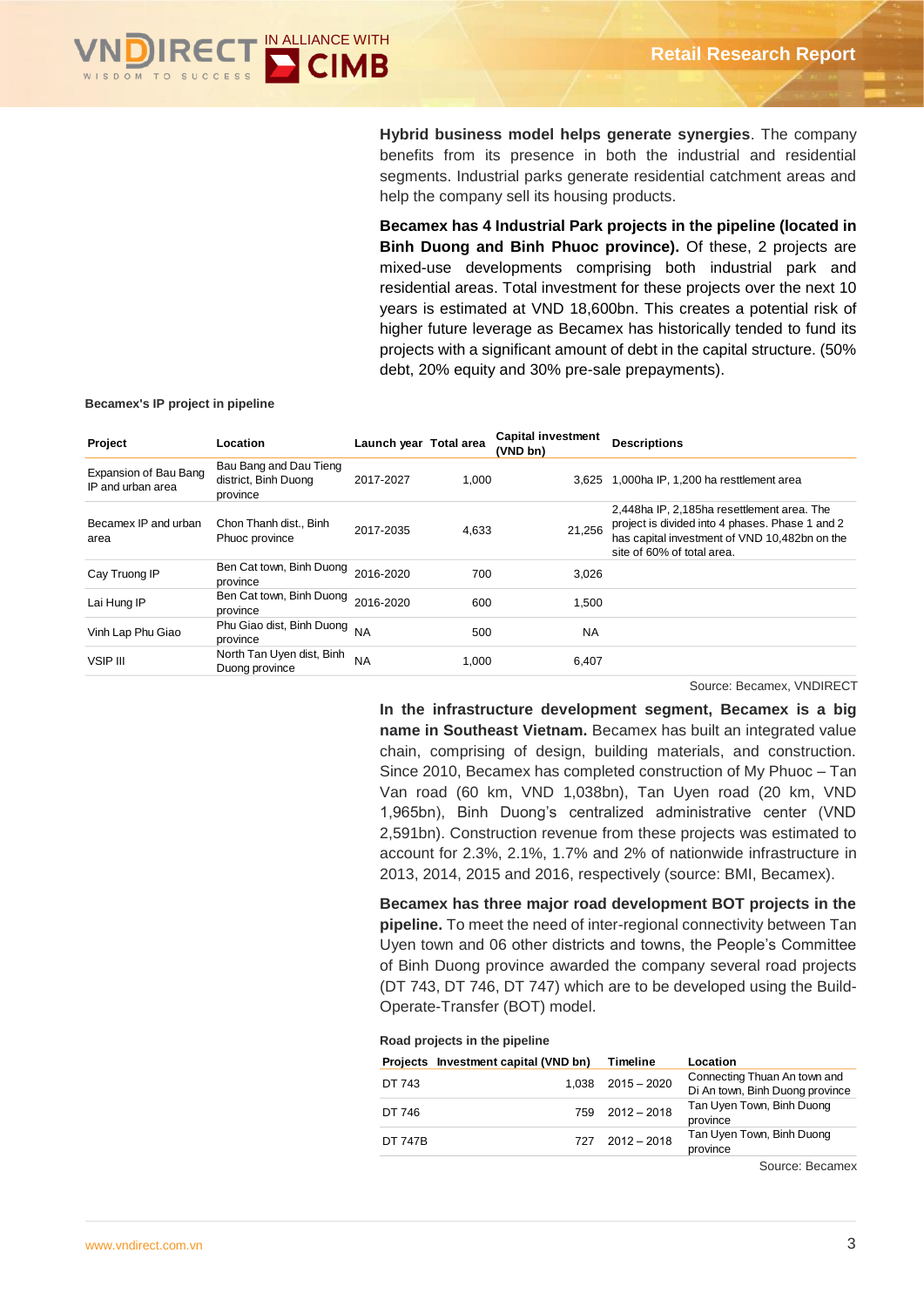**Hybrid business model helps generate synergies**. The company benefits from its presence in both the industrial and residential segments. Industrial parks generate residential catchment areas and help the company sell its housing products.

**Becamex has 4 Industrial Park projects in the pipeline (located in Binh Duong and Binh Phuoc province).** Of these, 2 projects are mixed-use developments comprising both industrial park and residential areas. Total investment for these projects over the next 10 years is estimated at VND 18,600bn. This creates a potential risk of higher future leverage as Becamex has historically tended to fund its projects with a significant amount of debt in the capital structure. (50% debt, 20% equity and 30% pre-sale prepayments).

**Becamex's IP project in pipeline**

| Project | Location | Launch year | Total area | Capital investment (VND bn) | Descriptions |
|---|---|---|---|---|---|
| Expansion of Bau Bang IP and urban area | Bau Bang and Dau Tieng district, Binh Duong province | 2017-2027 | 1,000 | 3,625 | 1,000ha IP, 1,200 ha resttlement area |
| Becamex IP and urban area | Chon Thanh dist., Binh Phuoc province | 2017-2035 | 4,633 | 21,256 | 2,448ha IP, 2,185ha resettlement area. The project is divided into 4 phases. Phase 1 and 2 has capital investment of VND 10,482bn on the site of 60% of total area. |
| Cay Truong IP | Ben Cat town, Binh Duong province | 2016-2020 | 700 | 3,026 | |
| Lai Hung IP | Ben Cat town, Binh Duong province | 2016-2020 | 600 | 1,500 | |
| Vinh Lap Phu Giao | Phu Giao dist, Binh Duong province | NA | 500 | NA | |
| VSIP III | North Tan Uyen dist, Binh Duong province | NA | 1,000 | 6,407 | |

Source: Becamex, VNDIRECT

**In the infrastructure development segment, Becamex is a big name in Southeast Vietnam.** Becamex has built an integrated value chain, comprising of design, building materials, and construction. Since 2010, Becamex has completed construction of My Phuoc – Tan Van road (60 km, VND 1,038bn), Tan Uyen road (20 km, VND 1,965bn), Binh Duong's centralized administrative center (VND 2,591bn). Construction revenue from these projects was estimated to account for 2.3%, 2.1%, 1.7% and 2% of nationwide infrastructure in 2013, 2014, 2015 and 2016, respectively (source: BMI, Becamex).

**Becamex has three major road development BOT projects in the pipeline.** To meet the need of inter-regional connectivity between Tan Uyen town and 06 other districts and towns, the People's Committee of Binh Duong province awarded the company several road projects (DT 743, DT 746, DT 747) which are to be developed using the Build-Operate-Transfer (BOT) model.

**Road projects in the pipeline**

| Projects | Investment capital (VND bn) | Timeline | Location |
|---|---|---|---|
| DT 743 | 1,038 | 2015 – 2020 | Connecting Thuan An town and Di An town, Binh Duong province |
| DT 746 | 759 | 2012 – 2018 | Tan Uyen Town, Binh Duong province |
| DT 747B | 727 | 2012 – 2018 | Tan Uyen Town, Binh Duong province |

Source: Becamex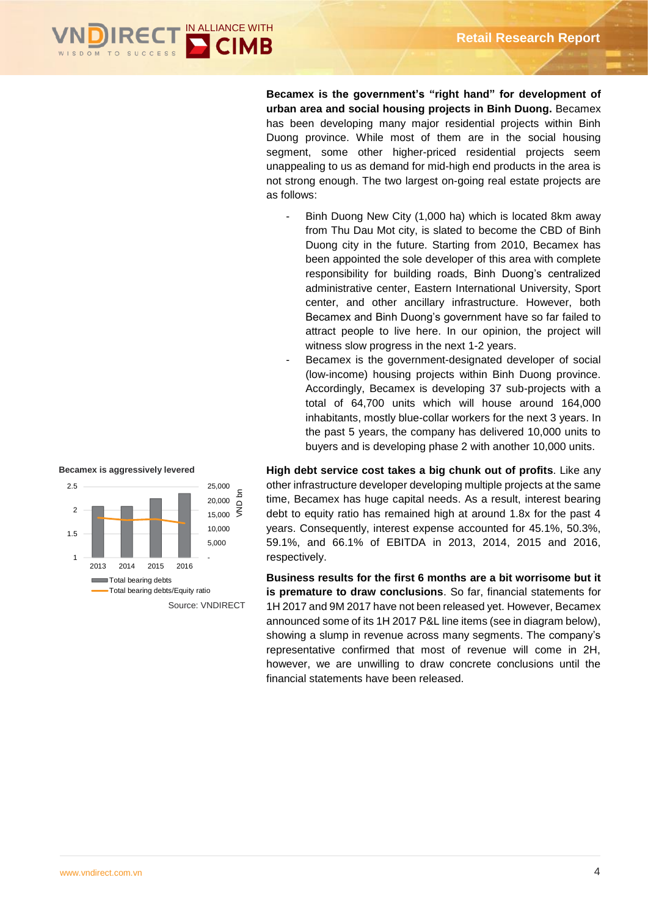**Becamex is the government's "right hand" for development of urban area and social housing projects in Binh Duong.** Becamex has been developing many major residential projects within Binh Duong province. While most of them are in the social housing segment, some other higher-priced residential projects seem unappealing to us as demand for mid-high end products in the area is not strong enough. The two largest on-going real estate projects are as follows:

- Binh Duong New City (1,000 ha) which is located 8km away from Thu Dau Mot city, is slated to become the CBD of Binh Duong city in the future. Starting from 2010, Becamex has been appointed the sole developer of this area with complete responsibility for building roads, Binh Duong's centralized administrative center, Eastern International University, Sport center, and other ancillary infrastructure. However, both Becamex and Binh Duong's government have so far failed to attract people to live here. In our opinion, the project will witness slow progress in the next 1-2 years.
- Becamex is the government-designated developer of social (low-income) housing projects within Binh Duong province. Accordingly, Becamex is developing 37 sub-projects with a total of 64,700 units which will house around 164,000 inhabitants, mostly blue-collar workers for the next 3 years. In the past 5 years, the company has delivered 10,000 units to buyers and is developing phase 2 with another 10,000 units.

**Becamex is aggressively levered**

Total bearing debts; Total bearing debts/Equity ratio (2013–2016)

Source: VNDIRECT

**High debt service cost takes a big chunk out of profits**. Like any other infrastructure developer developing multiple projects at the same time, Becamex has huge capital needs. As a result, interest bearing debt to equity ratio has remained high at around 1.8x for the past 4 years. Consequently, interest expense accounted for 45.1%, 50.3%, 59.1%, and 66.1% of EBITDA in 2013, 2014, 2015 and 2016, respectively.

**Business results for the first 6 months are a bit worrisome but it is premature to draw conclusions**. So far, financial statements for 1H 2017 and 9M 2017 have not been released yet. However, Becamex announced some of its 1H 2017 P&L line items (see in diagram below), showing a slump in revenue across many segments. The company's representative confirmed that most of revenue will come in 2H, however, we are unwilling to draw concrete conclusions until the financial statements have been released.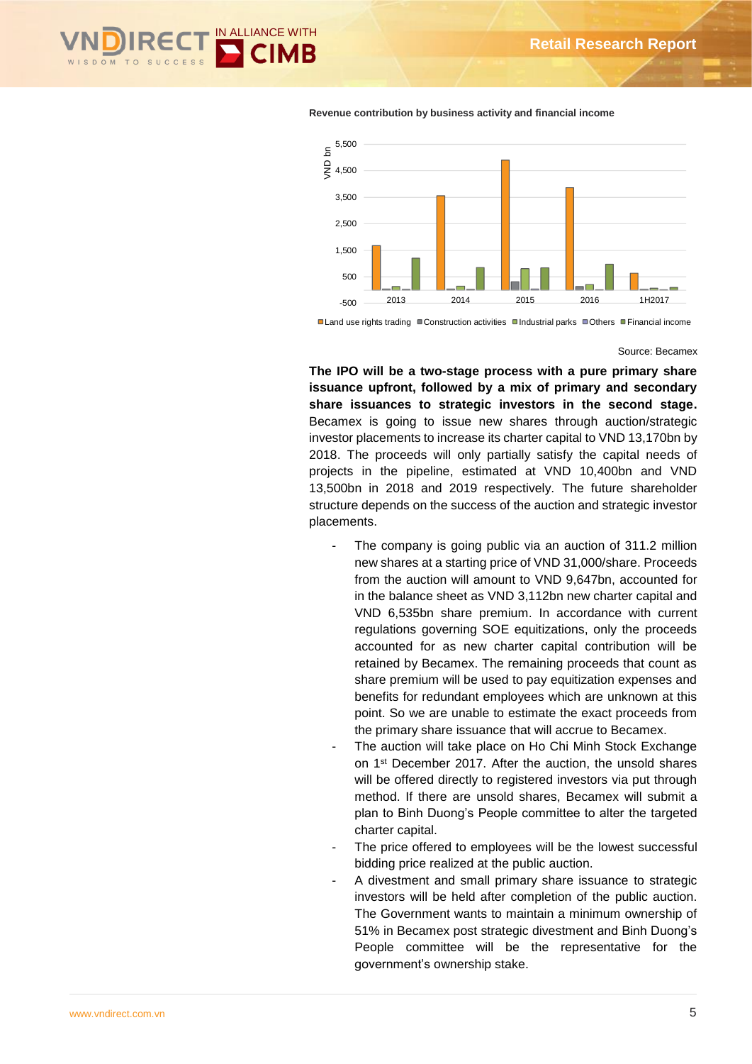Revenue contribution by business activity and financial income

Source: Becamex

**The IPO will be a two-stage process with a pure primary share issuance upfront, followed by a mix of primary and secondary share issuances to strategic investors in the second stage.** Becamex is going to issue new shares through auction/strategic investor placements to increase its charter capital to VND 13,170bn by 2018. The proceeds will only partially satisfy the capital needs of projects in the pipeline, estimated at VND 10,400bn and VND 13,500bn in 2018 and 2019 respectively. The future shareholder structure depends on the success of the auction and strategic investor placements.

- The company is going public via an auction of 311.2 million new shares at a starting price of VND 31,000/share. Proceeds from the auction will amount to VND 9,647bn, accounted for in the balance sheet as VND 3,112bn new charter capital and VND 6,535bn share premium. In accordance with current regulations governing SOE equitizations, only the proceeds accounted for as new charter capital contribution will be retained by Becamex. The remaining proceeds that count as share premium will be used to pay equitization expenses and benefits for redundant employees which are unknown at this point. So we are unable to estimate the exact proceeds from the primary share issuance that will accrue to Becamex.
- The auction will take place on Ho Chi Minh Stock Exchange on 1st December 2017. After the auction, the unsold shares will be offered directly to registered investors via put through method. If there are unsold shares, Becamex will submit a plan to Binh Duong's People committee to alter the targeted charter capital.
- The price offered to employees will be the lowest successful bidding price realized at the public auction.
- A divestment and small primary share issuance to strategic investors will be held after completion of the public auction. The Government wants to maintain a minimum ownership of 51% in Becamex post strategic divestment and Binh Duong's People committee will be the representative for the government's ownership stake.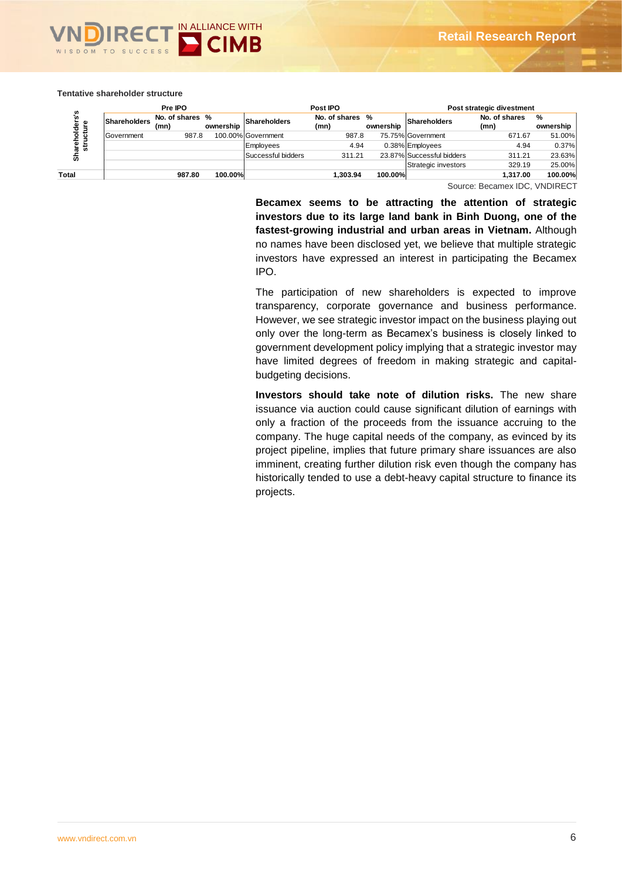**Tentative shareholder structure**

| | Pre IPO | | | Post IPO | | | Post strategic divestment | | |
|---|---|---|---|---|---|---|---|---|---|
| | Shareholders | No. of shares (mn) | % ownership | Shareholders | No. of shares (mn) | % ownership | Shareholders | No. of shares (mn) | % ownership |
| Shareholders's structure | Government | 987.8 | 100.00% | Government | 987.8 | 75.75% | Government | 671.67 | 51.00% |
| | | | | Employees | 4.94 | 0.38% | Employees | 4.94 | 0.37% |
| | | | | Successful bidders | 311.21 | 23.87% | Successful bidders | 311.21 | 23.63% |
| | | | | | | | Strategic investors | 329.19 | 25.00% |
| **Total** | | **987.80** | **100.00%** | | **1,303.94** | **100.00%** | | **1,317.00** | **100.00%** |

Source: Becamex IDC, VNDIRECT

**Becamex seems to be attracting the attention of strategic investors due to its large land bank in Binh Duong, one of the fastest-growing industrial and urban areas in Vietnam.** Although no names have been disclosed yet, we believe that multiple strategic investors have expressed an interest in participating the Becamex IPO.

The participation of new shareholders is expected to improve transparency, corporate governance and business performance. However, we see strategic investor impact on the business playing out only over the long-term as Becamex's business is closely linked to government development policy implying that a strategic investor may have limited degrees of freedom in making strategic and capital-budgeting decisions.

**Investors should take note of dilution risks.** The new share issuance via auction could cause significant dilution of earnings with only a fraction of the proceeds from the issuance accruing to the company. The huge capital needs of the company, as evinced by its project pipeline, implies that future primary share issuances are also imminent, creating further dilution risk even though the company has historically tended to use a debt-heavy capital structure to finance its projects.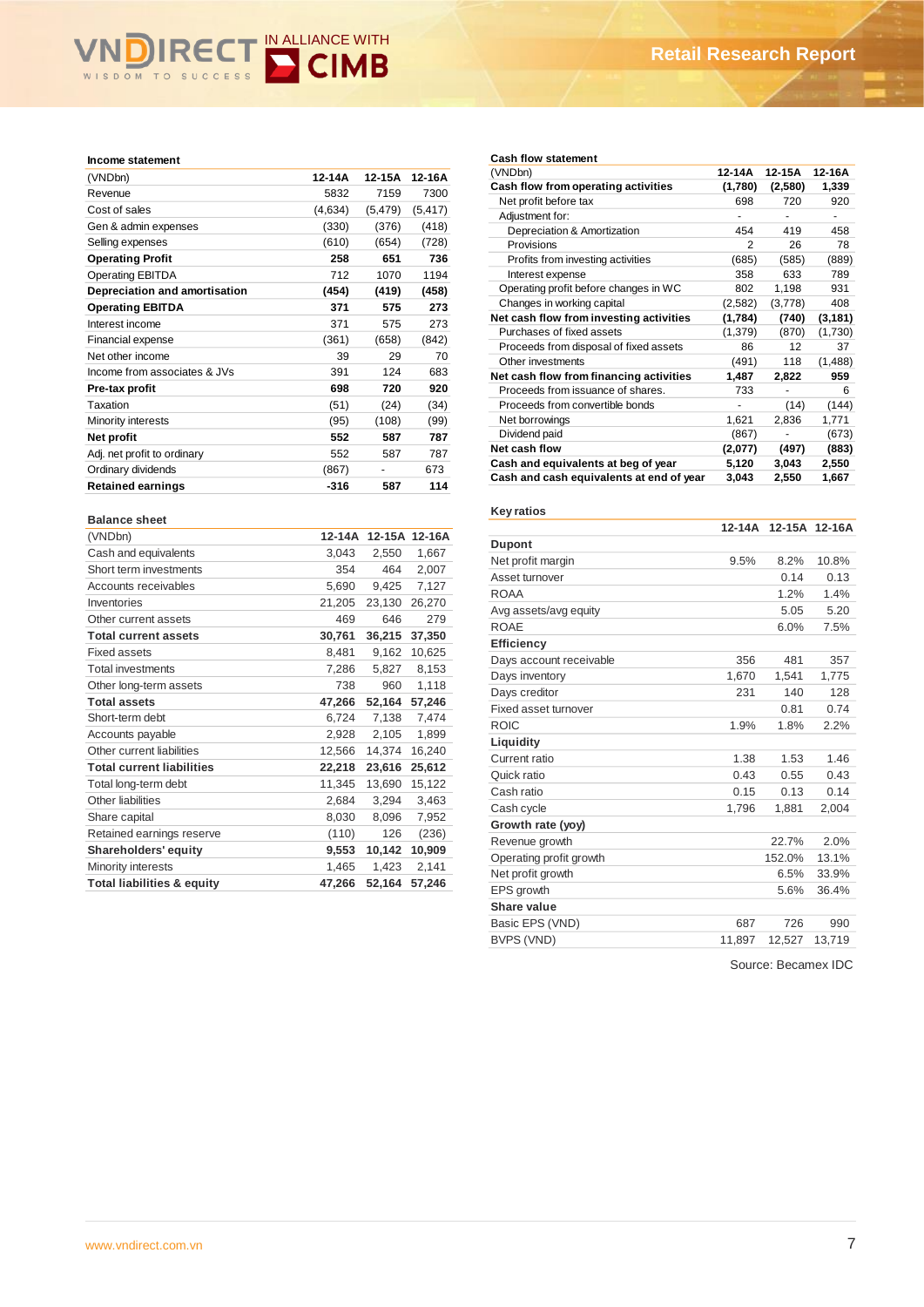### Income statement

| (VNDbn) | 12-14A | 12-15A | 12-16A |
|---|---|---|---|
| Revenue | 5832 | 7159 | 7300 |
| Cost of sales | (4,634) | (5,479) | (5,417) |
| Gen & admin expenses | (330) | (376) | (418) |
| Selling expenses | (610) | (654) | (728) |
| **Operating Profit** | **258** | **651** | **736** |
| Operating EBITDA | 712 | 1070 | 1194 |
| **Depreciation and amortisation** | **(454)** | **(419)** | **(458)** |
| **Operating EBITDA** | **371** | **575** | **273** |
| Interest income | 371 | 575 | 273 |
| Financial expense | (361) | (658) | (842) |
| Net other income | 39 | 29 | 70 |
| Income from associates & JVs | 391 | 124 | 683 |
| **Pre-tax profit** | **698** | **720** | **920** |
| Taxation | (51) | (24) | (34) |
| Minority interests | (95) | (108) | (99) |
| **Net profit** | **552** | **587** | **787** |
| Adj. net profit to ordinary | 552 | 587 | 787 |
| Ordinary dividends | (867) | - | 673 |
| **Retained earnings** | **-316** | **587** | **114** |

### Balance sheet

| (VNDbn) | 12-14A | 12-15A | 12-16A |
|---|---|---|---|
| Cash and equivalents | 3,043 | 2,550 | 1,667 |
| Short term investments | 354 | 464 | 2,007 |
| Accounts receivables | 5,690 | 9,425 | 7,127 |
| Inventories | 21,205 | 23,130 | 26,270 |
| Other current assets | 469 | 646 | 279 |
| **Total current assets** | **30,761** | **36,215** | **37,350** |
| Fixed assets | 8,481 | 9,162 | 10,625 |
| Total investments | 7,286 | 5,827 | 8,153 |
| Other long-term assets | 738 | 960 | 1,118 |
| **Total assets** | **47,266** | **52,164** | **57,246** |
| Short-term debt | 6,724 | 7,138 | 7,474 |
| Accounts payable | 2,928 | 2,105 | 1,899 |
| Other current liabilities | 12,566 | 14,374 | 16,240 |
| **Total current liabilities** | **22,218** | **23,616** | **25,612** |
| Total long-term debt | 11,345 | 13,690 | 15,122 |
| Other liabilities | 2,684 | 3,294 | 3,463 |
| Share capital | 8,030 | 8,096 | 7,952 |
| Retained earnings reserve | (110) | 126 | (236) |
| **Shareholders' equity** | **9,553** | **10,142** | **10,909** |
| Minority interests | 1,465 | 1,423 | 2,141 |
| **Total liabilities & equity** | **47,266** | **52,164** | **57,246** |

### Cash flow statement

| (VNDbn) | 12-14A | 12-15A | 12-16A |
|---|---|---|---|
| **Cash flow from operating activities** | **(1,780)** | **(2,580)** | **1,339** |
| Net profit before tax | 698 | 720 | 920 |
| Adjustment for: | - | - | - |
| Depreciation & Amortization | 454 | 419 | 458 |
| Provisions | 2 | 26 | 78 |
| Profits from investing activities | (685) | (585) | (889) |
| Interest expense | 358 | 633 | 789 |
| Operating profit before changes in WC | 802 | 1,198 | 931 |
| Changes in working capital | (2,582) | (3,778) | 408 |
| **Net cash flow from investing activities** | **(1,784)** | **(740)** | **(3,181)** |
| Purchases of fixed assets | (1,379) | (870) | (1,730) |
| Proceeds from disposal of fixed assets | 86 | 12 | 37 |
| Other investments | (491) | 118 | (1,488) |
| **Net cash flow from financing activities** | **1,487** | **2,822** | **959** |
| Proceeds from issuance of shares. | 733 | - | 6 |
| Proceeds from convertible bonds | - | (14) | (144) |
| Net borrowings | 1,621 | 2,836 | 1,771 |
| Dividend paid | (867) | - | (673) |
| **Net cash flow** | **(2,077)** | **(497)** | **(883)** |
| **Cash and equivalents at beg of year** | **5,120** | **3,043** | **2,550** |
| **Cash and cash equivalents at end of year** | **3,043** | **2,550** | **1,667** |

### Key ratios

| | 12-14A | 12-15A | 12-16A |
|---|---|---|---|
| **Dupont** | | | |
| Net profit margin | 9.5% | 8.2% | 10.8% |
| Asset turnover | | 0.14 | 0.13 |
| ROAA | | 1.2% | 1.4% |
| Avg assets/avg equity | | 5.05 | 5.20 |
| ROAE | | 6.0% | 7.5% |
| **Efficiency** | | | |
| Days account receivable | 356 | 481 | 357 |
| Days inventory | 1,670 | 1,541 | 1,775 |
| Days creditor | 231 | 140 | 128 |
| Fixed asset turnover | | 0.81 | 0.74 |
| ROIC | 1.9% | 1.8% | 2.2% |
| **Liquidity** | | | |
| Current ratio | 1.38 | 1.53 | 1.46 |
| Quick ratio | 0.43 | 0.55 | 0.43 |
| Cash ratio | 0.15 | 0.13 | 0.14 |
| Cash cycle | 1,796 | 1,881 | 2,004 |
| **Growth rate (yoy)** | | | |
| Revenue growth | | 22.7% | 2.0% |
| Operating profit growth | | 152.0% | 13.1% |
| Net profit growth | | 6.5% | 33.9% |
| EPS growth | | 5.6% | 36.4% |
| **Share value** | | | |
| Basic EPS (VND) | 687 | 726 | 990 |
| BVPS (VND) | 11,897 | 12,527 | 13,719 |

Source: Becamex IDC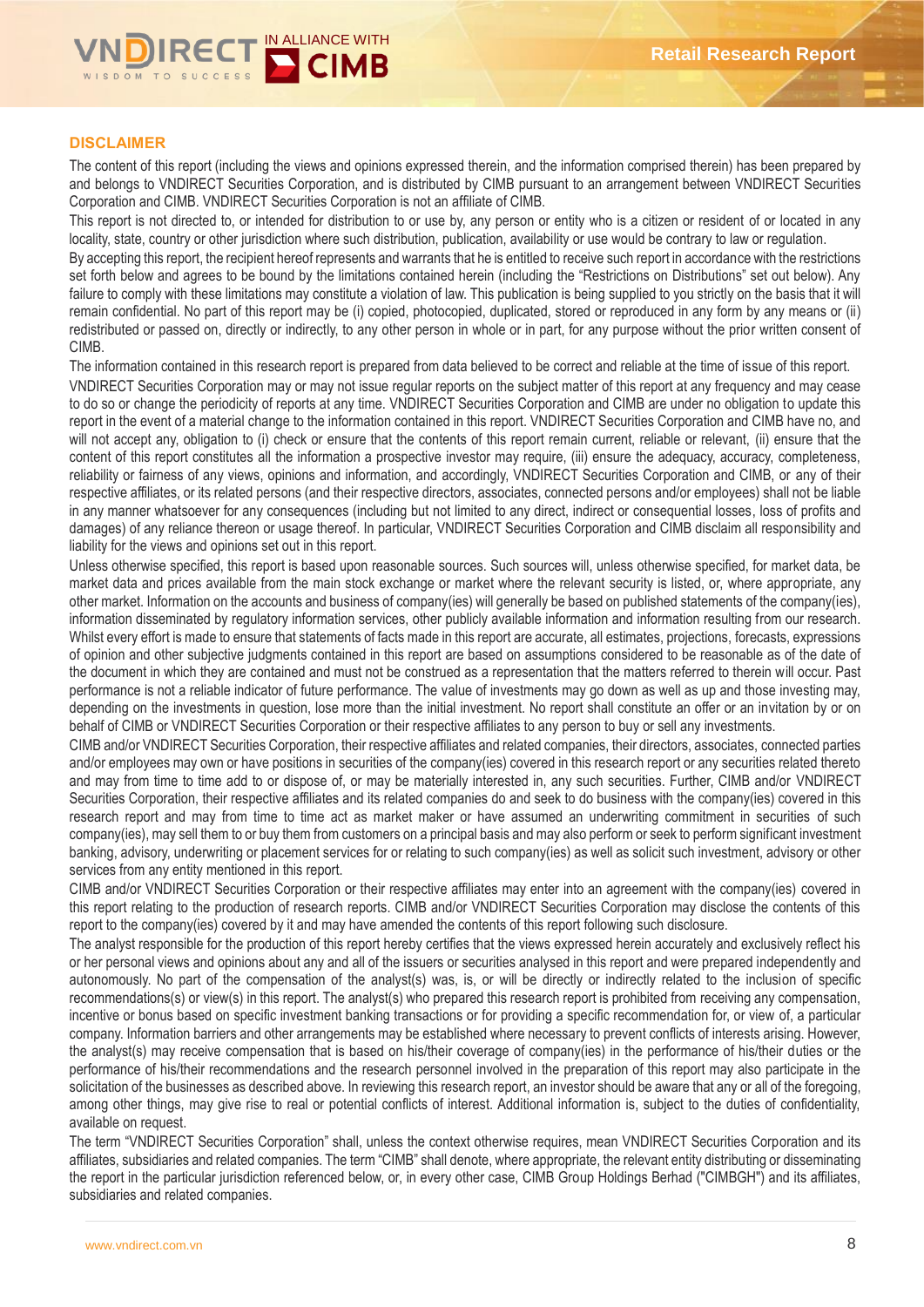## DISCLAIMER

The content of this report (including the views and opinions expressed therein, and the information comprised therein) has been prepared by and belongs to VNDIRECT Securities Corporation, and is distributed by CIMB pursuant to an arrangement between VNDIRECT Securities Corporation and CIMB. VNDIRECT Securities Corporation is not an affiliate of CIMB.

This report is not directed to, or intended for distribution to or use by, any person or entity who is a citizen or resident of or located in any locality, state, country or other jurisdiction where such distribution, publication, availability or use would be contrary to law or regulation.

By accepting this report, the recipient hereof represents and warrants that he is entitled to receive such report in accordance with the restrictions set forth below and agrees to be bound by the limitations contained herein (including the "Restrictions on Distributions" set out below). Any failure to comply with these limitations may constitute a violation of law. This publication is being supplied to you strictly on the basis that it will remain confidential. No part of this report may be (i) copied, photocopied, duplicated, stored or reproduced in any form by any means or (ii) redistributed or passed on, directly or indirectly, to any other person in whole or in part, for any purpose without the prior written consent of CIMB.

The information contained in this research report is prepared from data believed to be correct and reliable at the time of issue of this report.

VNDIRECT Securities Corporation may or may not issue regular reports on the subject matter of this report at any frequency and may cease to do so or change the periodicity of reports at any time. VNDIRECT Securities Corporation and CIMB are under no obligation to update this report in the event of a material change to the information contained in this report. VNDIRECT Securities Corporation and CIMB have no, and will not accept any, obligation to (i) check or ensure that the contents of this report remain current, reliable or relevant, (ii) ensure that the content of this report constitutes all the information a prospective investor may require, (iii) ensure the adequacy, accuracy, completeness, reliability or fairness of any views, opinions and information, and accordingly, VNDIRECT Securities Corporation and CIMB, or any of their respective affiliates, or its related persons (and their respective directors, associates, connected persons and/or employees) shall not be liable in any manner whatsoever for any consequences (including but not limited to any direct, indirect or consequential losses, loss of profits and damages) of any reliance thereon or usage thereof. In particular, VNDIRECT Securities Corporation and CIMB disclaim all responsibility and liability for the views and opinions set out in this report.

Unless otherwise specified, this report is based upon reasonable sources. Such sources will, unless otherwise specified, for market data, be market data and prices available from the main stock exchange or market where the relevant security is listed, or, where appropriate, any other market. Information on the accounts and business of company(ies) will generally be based on published statements of the company(ies), information disseminated by regulatory information services, other publicly available information and information resulting from our research. Whilst every effort is made to ensure that statements of facts made in this report are accurate, all estimates, projections, forecasts, expressions of opinion and other subjective judgments contained in this report are based on assumptions considered to be reasonable as of the date of the document in which they are contained and must not be construed as a representation that the matters referred to therein will occur. Past performance is not a reliable indicator of future performance. The value of investments may go down as well as up and those investing may, depending on the investments in question, lose more than the initial investment. No report shall constitute an offer or an invitation by or on behalf of CIMB or VNDIRECT Securities Corporation or their respective affiliates to any person to buy or sell any investments.

CIMB and/or VNDIRECT Securities Corporation, their respective affiliates and related companies, their directors, associates, connected parties and/or employees may own or have positions in securities of the company(ies) covered in this research report or any securities related thereto and may from time to time add to or dispose of, or may be materially interested in, any such securities. Further, CIMB and/or VNDIRECT Securities Corporation, their respective affiliates and its related companies do and seek to do business with the company(ies) covered in this research report and may from time to time act as market maker or have assumed an underwriting commitment in securities of such company(ies), may sell them to or buy them from customers on a principal basis and may also perform or seek to perform significant investment banking, advisory, underwriting or placement services for or relating to such company(ies) as well as solicit such investment, advisory or other services from any entity mentioned in this report.

CIMB and/or VNDIRECT Securities Corporation or their respective affiliates may enter into an agreement with the company(ies) covered in this report relating to the production of research reports. CIMB and/or VNDIRECT Securities Corporation may disclose the contents of this report to the company(ies) covered by it and may have amended the contents of this report following such disclosure.

The analyst responsible for the production of this report hereby certifies that the views expressed herein accurately and exclusively reflect his or her personal views and opinions about any and all of the issuers or securities analysed in this report and were prepared independently and autonomously. No part of the compensation of the analyst(s) was, is, or will be directly or indirectly related to the inclusion of specific recommendations(s) or view(s) in this report. The analyst(s) who prepared this research report is prohibited from receiving any compensation, incentive or bonus based on specific investment banking transactions or for providing a specific recommendation for, or view of, a particular company. Information barriers and other arrangements may be established where necessary to prevent conflicts of interests arising. However, the analyst(s) may receive compensation that is based on his/their coverage of company(ies) in the performance of his/their duties or the performance of his/their recommendations and the research personnel involved in the preparation of this report may also participate in the solicitation of the businesses as described above. In reviewing this research report, an investor should be aware that any or all of the foregoing, among other things, may give rise to real or potential conflicts of interest. Additional information is, subject to the duties of confidentiality, available on request.

The term "VNDIRECT Securities Corporation" shall, unless the context otherwise requires, mean VNDIRECT Securities Corporation and its affiliates, subsidiaries and related companies. The term "CIMB" shall denote, where appropriate, the relevant entity distributing or disseminating the report in the particular jurisdiction referenced below, or, in every other case, CIMB Group Holdings Berhad ("CIMBGH") and its affiliates, subsidiaries and related companies.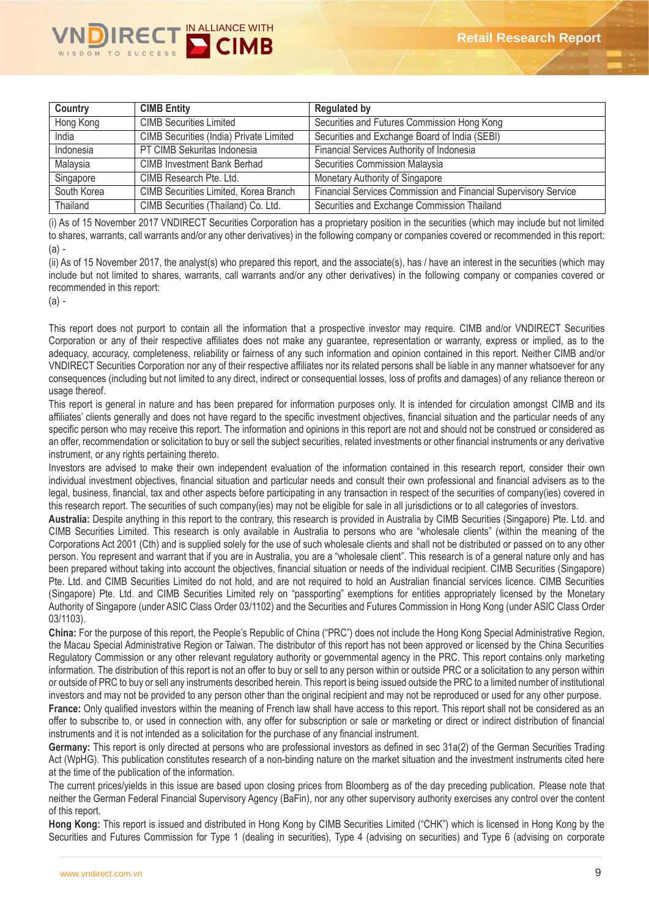| Country | CIMB Entity | Regulated by |
|---|---|---|
| Hong Kong | CIMB Securities Limited | Securities and Futures Commission Hong Kong |
| India | CIMB Securities (India) Private Limited | Securities and Exchange Board of India (SEBI) |
| Indonesia | PT CIMB Sekuritas Indonesia | Financial Services Authority of Indonesia |
| Malaysia | CIMB Investment Bank Berhad | Securities Commission Malaysia |
| Singapore | CIMB Research Pte. Ltd. | Monetary Authority of Singapore |
| South Korea | CIMB Securities Limited, Korea Branch | Financial Services Commission and Financial Supervisory Service |
| Thailand | CIMB Securities (Thailand) Co. Ltd. | Securities and Exchange Commission Thailand |

(i) As of 15 November 2017 VNDIRECT Securities Corporation has a proprietary position in the securities (which may include but not limited to shares, warrants, call warrants and/or any other derivatives) in the following company or companies covered or recommended in this report:
(a) -

(ii) As of 15 November 2017, the analyst(s) who prepared this report, and the associate(s), has / have an interest in the securities (which may include but not limited to shares, warrants, call warrants and/or any other derivatives) in the following company or companies covered or recommended in this report:
(a) -

This report does not purport to contain all the information that a prospective investor may require. CIMB and/or VNDIRECT Securities Corporation or any of their respective affiliates does not make any guarantee, representation or warranty, express or implied, as to the adequacy, accuracy, completeness, reliability or fairness of any such information and opinion contained in this report. Neither CIMB and/or VNDIRECT Securities Corporation nor any of their respective affiliates nor its related persons shall be liable in any manner whatsoever for any consequences (including but not limited to any direct, indirect or consequential losses, loss of profits and damages) of any reliance thereon or usage thereof.

This report is general in nature and has been prepared for information purposes only. It is intended for circulation amongst CIMB and its affiliates' clients generally and does not have regard to the specific investment objectives, financial situation and the particular needs of any specific person who may receive this report. The information and opinions in this report are not and should not be construed or considered as an offer, recommendation or solicitation to buy or sell the subject securities, related investments or other financial instruments or any derivative instrument, or any rights pertaining thereto.

Investors are advised to make their own independent evaluation of the information contained in this research report, consider their own individual investment objectives, financial situation and particular needs and consult their own professional and financial advisers as to the legal, business, financial, tax and other aspects before participating in any transaction in respect of the securities of company(ies) covered in this research report. The securities of such company(ies) may not be eligible for sale in all jurisdictions or to all categories of investors.

**Australia:** Despite anything in this report to the contrary, this research is provided in Australia by CIMB Securities (Singapore) Pte. Ltd. and CIMB Securities Limited. This research is only available in Australia to persons who are "wholesale clients" (within the meaning of the Corporations Act 2001 (Cth) and is supplied solely for the use of such wholesale clients and shall not be distributed or passed on to any other person. You represent and warrant that if you are in Australia, you are a "wholesale client". This research is of a general nature only and has been prepared without taking into account the objectives, financial situation or needs of the individual recipient. CIMB Securities (Singapore) Pte. Ltd. and CIMB Securities Limited do not hold, and are not required to hold an Australian financial services licence. CIMB Securities (Singapore) Pte. Ltd. and CIMB Securities Limited rely on "passporting" exemptions for entities appropriately licensed by the Monetary Authority of Singapore (under ASIC Class Order 03/1102) and the Securities and Futures Commission in Hong Kong (under ASIC Class Order 03/1103).

**China:** For the purpose of this report, the People's Republic of China ("PRC") does not include the Hong Kong Special Administrative Region, the Macau Special Administrative Region or Taiwan. The distributor of this report has not been approved or licensed by the China Securities Regulatory Commission or any other relevant regulatory authority or governmental agency in the PRC. This report contains only marketing information. The distribution of this report is not an offer to buy or sell to any person within or outside PRC or a solicitation to any person within or outside of PRC to buy or sell any instruments described herein. This report is being issued outside the PRC to a limited number of institutional investors and may not be provided to any person other than the original recipient and may not be reproduced or used for any other purpose.

**France:** Only qualified investors within the meaning of French law shall have access to this report. This report shall not be considered as an offer to subscribe to, or used in connection with, any offer for subscription or sale or marketing or direct or indirect distribution of financial instruments and it is not intended as a solicitation for the purchase of any financial instrument.

**Germany:** This report is only directed at persons who are professional investors as defined in sec 31a(2) of the German Securities Trading Act (WpHG). This publication constitutes research of a non-binding nature on the market situation and the investment instruments cited here at the time of the publication of the information.

The current prices/yields in this issue are based upon closing prices from Bloomberg as of the day preceding publication. Please note that neither the German Federal Financial Supervisory Agency (BaFin), nor any other supervisory authority exercises any control over the content of this report.

**Hong Kong:** This report is issued and distributed in Hong Kong by CIMB Securities Limited ("CHK") which is licensed in Hong Kong by the Securities and Futures Commission for Type 1 (dealing in securities), Type 4 (advising on securities) and Type 6 (advising on corporate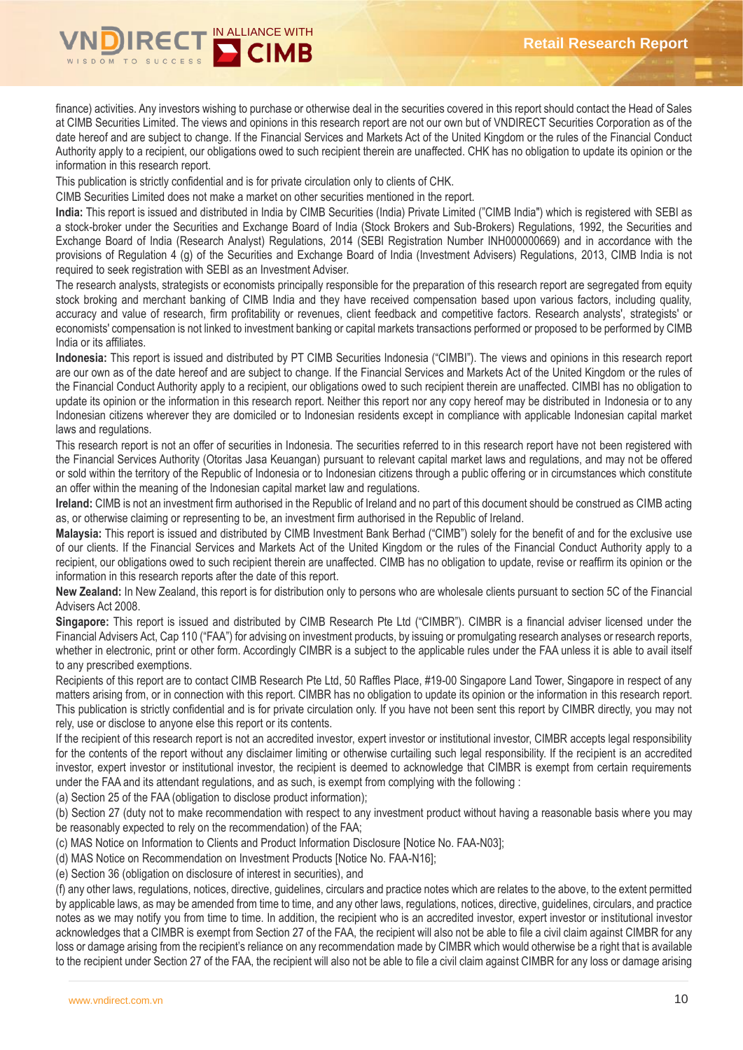finance) activities. Any investors wishing to purchase or otherwise deal in the securities covered in this report should contact the Head of Sales at CIMB Securities Limited. The views and opinions in this research report are not our own but of VNDIRECT Securities Corporation as of the date hereof and are subject to change. If the Financial Services and Markets Act of the United Kingdom or the rules of the Financial Conduct Authority apply to a recipient, our obligations owed to such recipient therein are unaffected. CHK has no obligation to update its opinion or the information in this research report.

This publication is strictly confidential and is for private circulation only to clients of CHK.

CIMB Securities Limited does not make a market on other securities mentioned in the report.

**India:** This report is issued and distributed in India by CIMB Securities (India) Private Limited ("CIMB India") which is registered with SEBI as a stock-broker under the Securities and Exchange Board of India (Stock Brokers and Sub-Brokers) Regulations, 1992, the Securities and Exchange Board of India (Research Analyst) Regulations, 2014 (SEBI Registration Number INH000000669) and in accordance with the provisions of Regulation 4 (g) of the Securities and Exchange Board of India (Investment Advisers) Regulations, 2013, CIMB India is not required to seek registration with SEBI as an Investment Adviser.

The research analysts, strategists or economists principally responsible for the preparation of this research report are segregated from equity stock broking and merchant banking of CIMB India and they have received compensation based upon various factors, including quality, accuracy and value of research, firm profitability or revenues, client feedback and competitive factors. Research analysts', strategists' or economists' compensation is not linked to investment banking or capital markets transactions performed or proposed to be performed by CIMB India or its affiliates.

**Indonesia:** This report is issued and distributed by PT CIMB Securities Indonesia ("CIMBI"). The views and opinions in this research report are our own as of the date hereof and are subject to change. If the Financial Services and Markets Act of the United Kingdom or the rules of the Financial Conduct Authority apply to a recipient, our obligations owed to such recipient therein are unaffected. CIMBI has no obligation to update its opinion or the information in this research report. Neither this report nor any copy hereof may be distributed in Indonesia or to any Indonesian citizens wherever they are domiciled or to Indonesian residents except in compliance with applicable Indonesian capital market laws and regulations.

This research report is not an offer of securities in Indonesia. The securities referred to in this research report have not been registered with the Financial Services Authority (Otoritas Jasa Keuangan) pursuant to relevant capital market laws and regulations, and may not be offered or sold within the territory of the Republic of Indonesia or to Indonesian citizens through a public offering or in circumstances which constitute an offer within the meaning of the Indonesian capital market law and regulations.

**Ireland:** CIMB is not an investment firm authorised in the Republic of Ireland and no part of this document should be construed as CIMB acting as, or otherwise claiming or representing to be, an investment firm authorised in the Republic of Ireland.

**Malaysia:** This report is issued and distributed by CIMB Investment Bank Berhad ("CIMB") solely for the benefit of and for the exclusive use of our clients. If the Financial Services and Markets Act of the United Kingdom or the rules of the Financial Conduct Authority apply to a recipient, our obligations owed to such recipient therein are unaffected. CIMB has no obligation to update, revise or reaffirm its opinion or the information in this research reports after the date of this report.

**New Zealand:** In New Zealand, this report is for distribution only to persons who are wholesale clients pursuant to section 5C of the Financial Advisers Act 2008.

**Singapore:** This report is issued and distributed by CIMB Research Pte Ltd ("CIMBR"). CIMBR is a financial adviser licensed under the Financial Advisers Act, Cap 110 ("FAA") for advising on investment products, by issuing or promulgating research analyses or research reports, whether in electronic, print or other form. Accordingly CIMBR is a subject to the applicable rules under the FAA unless it is able to avail itself to any prescribed exemptions.

Recipients of this report are to contact CIMB Research Pte Ltd, 50 Raffles Place, #19-00 Singapore Land Tower, Singapore in respect of any matters arising from, or in connection with this report. CIMBR has no obligation to update its opinion or the information in this research report. This publication is strictly confidential and is for private circulation only. If you have not been sent this report by CIMBR directly, you may not rely, use or disclose to anyone else this report or its contents.

If the recipient of this research report is not an accredited investor, expert investor or institutional investor, CIMBR accepts legal responsibility for the contents of the report without any disclaimer limiting or otherwise curtailing such legal responsibility. If the recipient is an accredited investor, expert investor or institutional investor, the recipient is deemed to acknowledge that CIMBR is exempt from certain requirements under the FAA and its attendant regulations, and as such, is exempt from complying with the following :

(a) Section 25 of the FAA (obligation to disclose product information);

(b) Section 27 (duty not to make recommendation with respect to any investment product without having a reasonable basis where you may be reasonably expected to rely on the recommendation) of the FAA;

(c) MAS Notice on Information to Clients and Product Information Disclosure [Notice No. FAA-N03];

(d) MAS Notice on Recommendation on Investment Products [Notice No. FAA-N16];

(e) Section 36 (obligation on disclosure of interest in securities), and

(f) any other laws, regulations, notices, directive, guidelines, circulars and practice notes which are relates to the above, to the extent permitted by applicable laws, as may be amended from time to time, and any other laws, regulations, notices, directive, guidelines, circulars, and practice notes as we may notify you from time to time. In addition, the recipient who is an accredited investor, expert investor or institutional investor acknowledges that a CIMBR is exempt from Section 27 of the FAA, the recipient will also not be able to file a civil claim against CIMBR for any loss or damage arising from the recipient's reliance on any recommendation made by CIMBR which would otherwise be a right that is available to the recipient under Section 27 of the FAA, the recipient will also not be able to file a civil claim against CIMBR for any loss or damage arising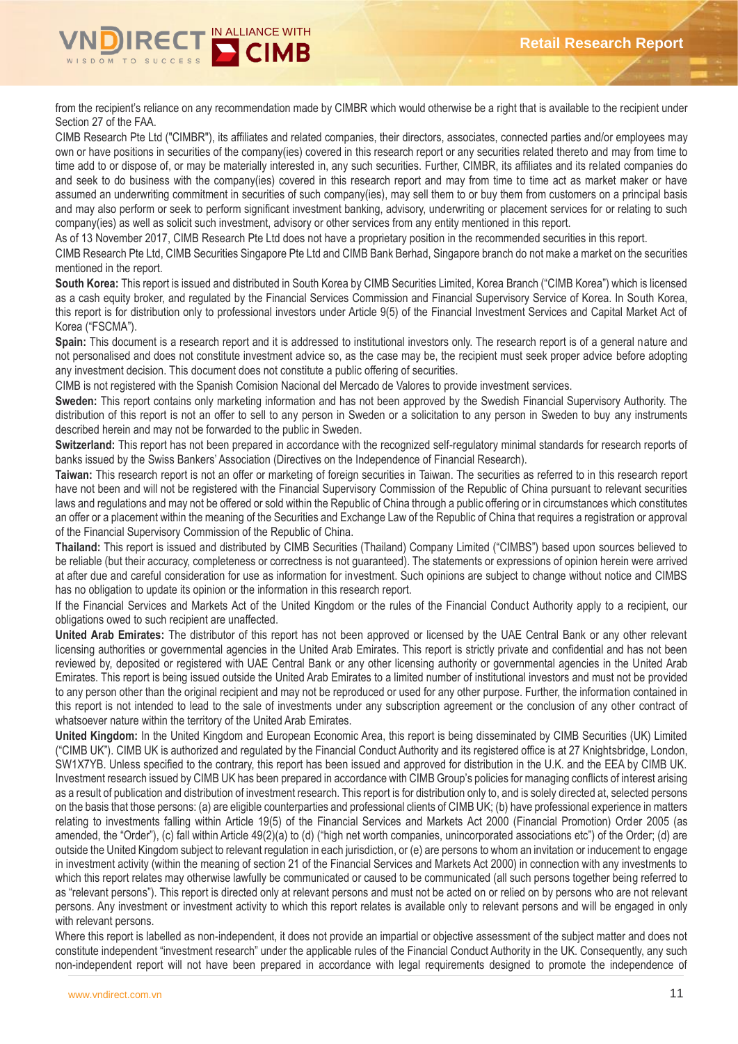from the recipient's reliance on any recommendation made by CIMBR which would otherwise be a right that is available to the recipient under Section 27 of the FAA.

CIMB Research Pte Ltd ("CIMBR"), its affiliates and related companies, their directors, associates, connected parties and/or employees may own or have positions in securities of the company(ies) covered in this research report or any securities related thereto and may from time to time add to or dispose of, or may be materially interested in, any such securities. Further, CIMBR, its affiliates and its related companies do and seek to do business with the company(ies) covered in this research report and may from time to time act as market maker or have assumed an underwriting commitment in securities of such company(ies), may sell them to or buy them from customers on a principal basis and may also perform or seek to perform significant investment banking, advisory, underwriting or placement services for or relating to such company(ies) as well as solicit such investment, advisory or other services from any entity mentioned in this report.

As of 13 November 2017, CIMB Research Pte Ltd does not have a proprietary position in the recommended securities in this report.

CIMB Research Pte Ltd, CIMB Securities Singapore Pte Ltd and CIMB Bank Berhad, Singapore branch do not make a market on the securities mentioned in the report.

**South Korea:** This report is issued and distributed in South Korea by CIMB Securities Limited, Korea Branch ("CIMB Korea") which is licensed as a cash equity broker, and regulated by the Financial Services Commission and Financial Supervisory Service of Korea. In South Korea, this report is for distribution only to professional investors under Article 9(5) of the Financial Investment Services and Capital Market Act of Korea ("FSCMA").

**Spain:** This document is a research report and it is addressed to institutional investors only. The research report is of a general nature and not personalised and does not constitute investment advice so, as the case may be, the recipient must seek proper advice before adopting any investment decision. This document does not constitute a public offering of securities.

CIMB is not registered with the Spanish Comision Nacional del Mercado de Valores to provide investment services.

**Sweden:** This report contains only marketing information and has not been approved by the Swedish Financial Supervisory Authority. The distribution of this report is not an offer to sell to any person in Sweden or a solicitation to any person in Sweden to buy any instruments described herein and may not be forwarded to the public in Sweden.

**Switzerland:** This report has not been prepared in accordance with the recognized self-regulatory minimal standards for research reports of banks issued by the Swiss Bankers' Association (Directives on the Independence of Financial Research).

**Taiwan:** This research report is not an offer or marketing of foreign securities in Taiwan. The securities as referred to in this research report have not been and will not be registered with the Financial Supervisory Commission of the Republic of China pursuant to relevant securities laws and regulations and may not be offered or sold within the Republic of China through a public offering or in circumstances which constitutes an offer or a placement within the meaning of the Securities and Exchange Law of the Republic of China that requires a registration or approval of the Financial Supervisory Commission of the Republic of China.

**Thailand:** This report is issued and distributed by CIMB Securities (Thailand) Company Limited ("CIMBS") based upon sources believed to be reliable (but their accuracy, completeness or correctness is not guaranteed). The statements or expressions of opinion herein were arrived at after due and careful consideration for use as information for investment. Such opinions are subject to change without notice and CIMBS has no obligation to update its opinion or the information in this research report.

If the Financial Services and Markets Act of the United Kingdom or the rules of the Financial Conduct Authority apply to a recipient, our obligations owed to such recipient are unaffected.

**United Arab Emirates:** The distributor of this report has not been approved or licensed by the UAE Central Bank or any other relevant licensing authorities or governmental agencies in the United Arab Emirates. This report is strictly private and confidential and has not been reviewed by, deposited or registered with UAE Central Bank or any other licensing authority or governmental agencies in the United Arab Emirates. This report is being issued outside the United Arab Emirates to a limited number of institutional investors and must not be provided to any person other than the original recipient and may not be reproduced or used for any other purpose. Further, the information contained in this report is not intended to lead to the sale of investments under any subscription agreement or the conclusion of any other contract of whatsoever nature within the territory of the United Arab Emirates.

**United Kingdom:** In the United Kingdom and European Economic Area, this report is being disseminated by CIMB Securities (UK) Limited ("CIMB UK"). CIMB UK is authorized and regulated by the Financial Conduct Authority and its registered office is at 27 Knightsbridge, London, SW1X7YB. Unless specified to the contrary, this report has been issued and approved for distribution in the U.K. and the EEA by CIMB UK. Investment research issued by CIMB UK has been prepared in accordance with CIMB Group's policies for managing conflicts of interest arising as a result of publication and distribution of investment research. This report is for distribution only to, and is solely directed at, selected persons on the basis that those persons: (a) are eligible counterparties and professional clients of CIMB UK; (b) have professional experience in matters relating to investments falling within Article 19(5) of the Financial Services and Markets Act 2000 (Financial Promotion) Order 2005 (as amended, the "Order"), (c) fall within Article 49(2)(a) to (d) ("high net worth companies, unincorporated associations etc") of the Order; (d) are outside the United Kingdom subject to relevant regulation in each jurisdiction, or (e) are persons to whom an invitation or inducement to engage in investment activity (within the meaning of section 21 of the Financial Services and Markets Act 2000) in connection with any investments to which this report relates may otherwise lawfully be communicated or caused to be communicated (all such persons together being referred to as "relevant persons"). This report is directed only at relevant persons and must not be acted on or relied on by persons who are not relevant persons. Any investment or investment activity to which this report relates is available only to relevant persons and will be engaged in only with relevant persons.

Where this report is labelled as non-independent, it does not provide an impartial or objective assessment of the subject matter and does not constitute independent "investment research" under the applicable rules of the Financial Conduct Authority in the UK. Consequently, any such non-independent report will not have been prepared in accordance with legal requirements designed to promote the independence of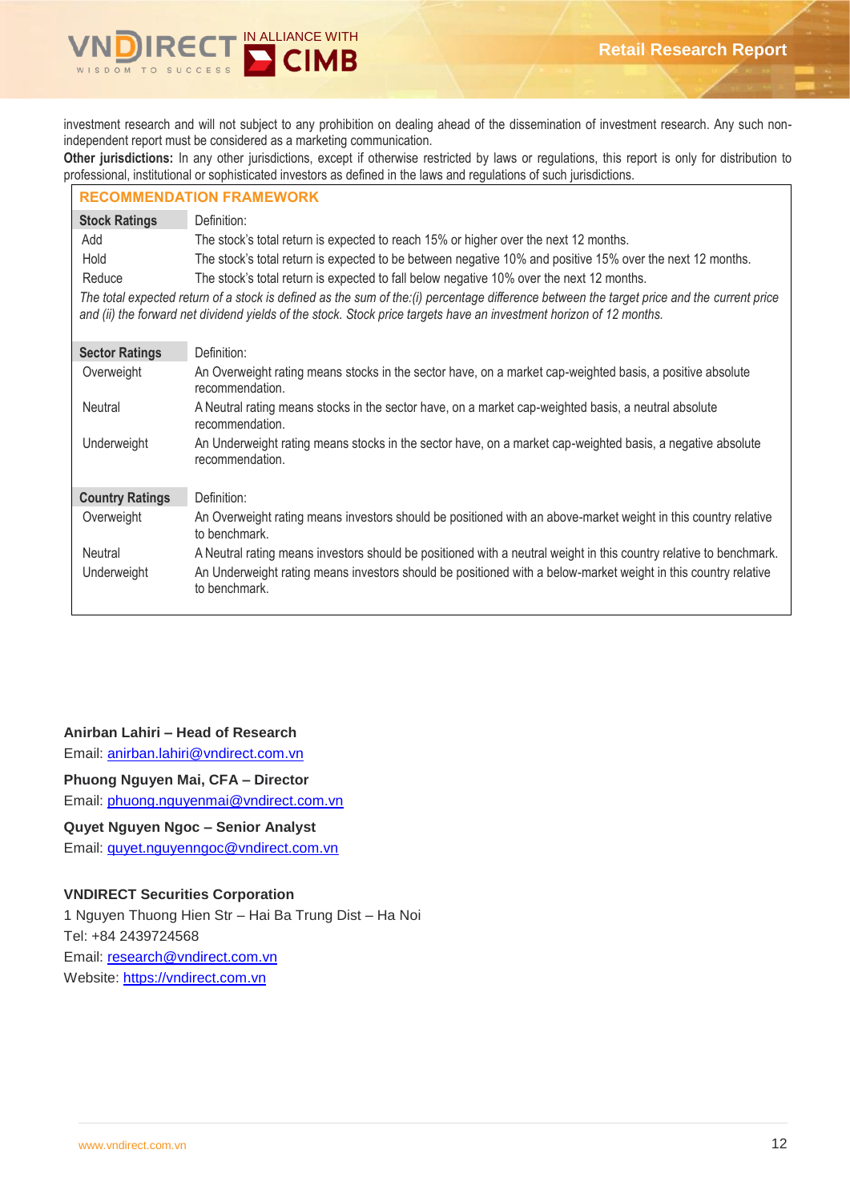investment research and will not subject to any prohibition on dealing ahead of the dissemination of investment research. Any such non-independent report must be considered as a marketing communication.

**Other jurisdictions:** In any other jurisdictions, except if otherwise restricted by laws or regulations, this report is only for distribution to professional, institutional or sophisticated investors as defined in the laws and regulations of such jurisdictions.

## RECOMMENDATION FRAMEWORK

| **Stock Ratings** | Definition: |
|---|---|
| Add | The stock's total return is expected to reach 15% or higher over the next 12 months. |
| Hold | The stock's total return is expected to be between negative 10% and positive 15% over the next 12 months. |
| Reduce | The stock's total return is expected to fall below negative 10% over the next 12 months. |

*The total expected return of a stock is defined as the sum of the:(i) percentage difference between the target price and the current price and (ii) the forward net dividend yields of the stock. Stock price targets have an investment horizon of 12 months.*

| **Sector Ratings** | Definition: |
|---|---|
| Overweight | An Overweight rating means stocks in the sector have, on a market cap-weighted basis, a positive absolute recommendation. |
| Neutral | A Neutral rating means stocks in the sector have, on a market cap-weighted basis, a neutral absolute recommendation. |
| Underweight | An Underweight rating means stocks in the sector have, on a market cap-weighted basis, a negative absolute recommendation. |

| **Country Ratings** | Definition: |
|---|---|
| Overweight | An Overweight rating means investors should be positioned with an above-market weight in this country relative to benchmark. |
| Neutral | A Neutral rating means investors should be positioned with a neutral weight in this country relative to benchmark. |
| Underweight | An Underweight rating means investors should be positioned with a below-market weight in this country relative to benchmark. |

**Anirban Lahiri – Head of Research**
Email: anirban.lahiri@vndirect.com.vn

**Phuong Nguyen Mai, CFA – Director**
Email: phuong.nguyenmai@vndirect.com.vn

**Quyet Nguyen Ngoc – Senior Analyst**
Email: quyet.nguyenngoc@vndirect.com.vn

**VNDIRECT Securities Corporation**
1 Nguyen Thuong Hien Str – Hai Ba Trung Dist – Ha Noi
Tel: +84 2439724568
Email: research@vndirect.com.vn
Website: https://vndirect.com.vn